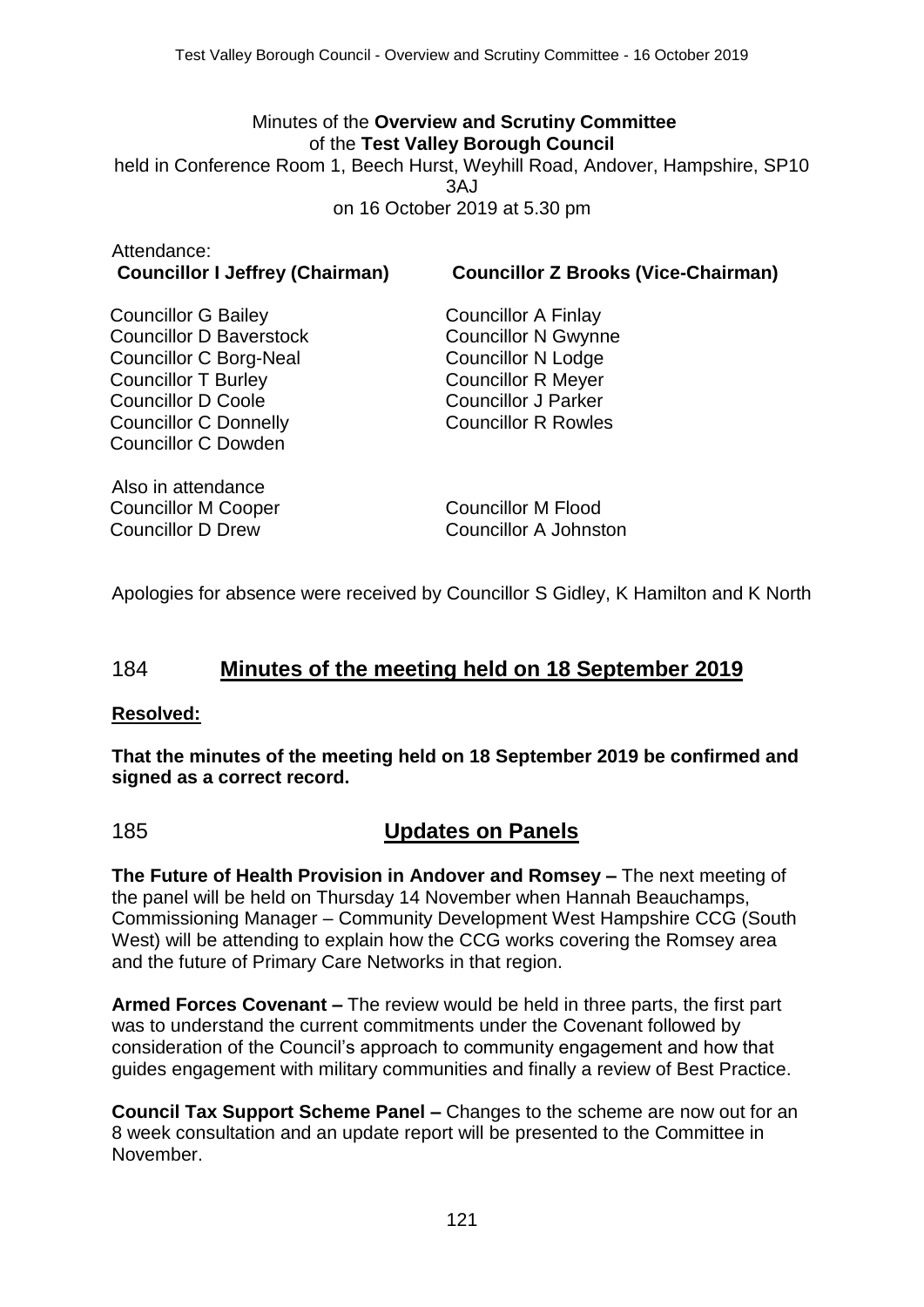Minutes of the **Overview and Scrutiny Committee** of the **Test Valley Borough Council** held in Conference Room 1, Beech Hurst, Weyhill Road, Andover, Hampshire, SP10 3AJ on 16 October 2019 at 5.30 pm

Attendance:

**Councillor I Jeffrey (Chairman)**
**Councillor Z Brooks (Vice-Chairman)**

Councillor G Bailey
Councillor D Baverstock
Councillor C Borg-Neal
Councillor T Burley
Councillor D Coole
Councillor C Donnelly
Councillor C Dowden
Councillor A Finlay
Councillor N Gwynne
Councillor N Lodge
Councillor R Meyer
Councillor J Parker
Councillor R Rowles

Also in attendance

Councillor M Cooper
Councillor D Drew
Councillor M Flood
Councillor A Johnston

Apologies for absence were received by Councillor S Gidley, K Hamilton and K North

## 184 Minutes of the meeting held on 18 September 2019

**Resolved:**

**That the minutes of the meeting held on 18 September 2019 be confirmed and signed as a correct record.**

## 185 Updates on Panels

**The Future of Health Provision in Andover and Romsey –** The next meeting of the panel will be held on Thursday 14 November when Hannah Beauchamps, Commissioning Manager – Community Development West Hampshire CCG (South West) will be attending to explain how the CCG works covering the Romsey area and the future of Primary Care Networks in that region.

**Armed Forces Covenant –** The review would be held in three parts, the first part was to understand the current commitments under the Covenant followed by consideration of the Council's approach to community engagement and how that guides engagement with military communities and finally a review of Best Practice.

**Council Tax Support Scheme Panel –** Changes to the scheme are now out for an 8 week consultation and an update report will be presented to the Committee in November.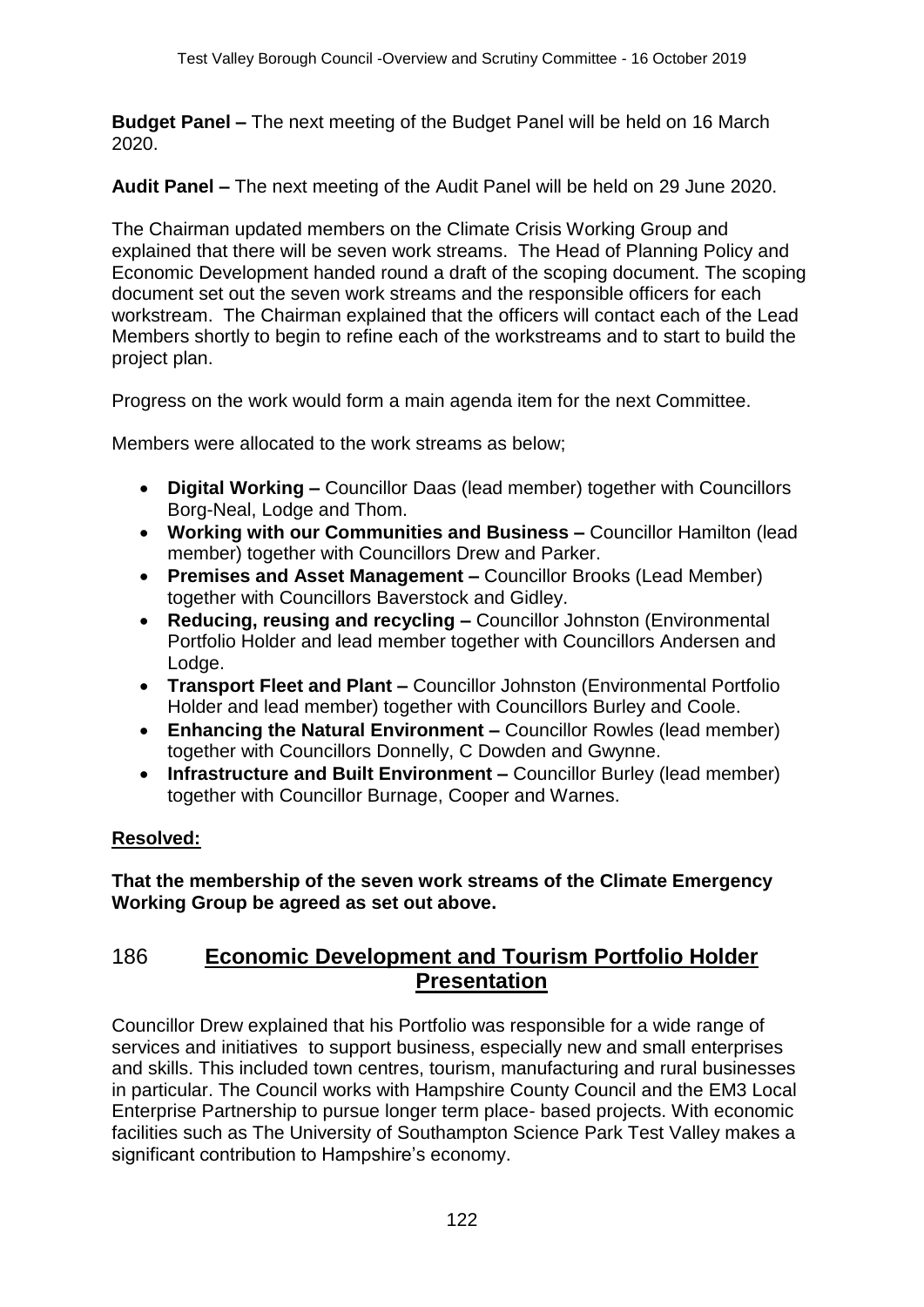**Budget Panel –** The next meeting of the Budget Panel will be held on 16 March 2020.

**Audit Panel –** The next meeting of the Audit Panel will be held on 29 June 2020.

The Chairman updated members on the Climate Crisis Working Group and explained that there will be seven work streams. The Head of Planning Policy and Economic Development handed round a draft of the scoping document. The scoping document set out the seven work streams and the responsible officers for each workstream. The Chairman explained that the officers will contact each of the Lead Members shortly to begin to refine each of the workstreams and to start to build the project plan.

Progress on the work would form a main agenda item for the next Committee.

Members were allocated to the work streams as below;

- **Digital Working –** Councillor Daas (lead member) together with Councillors Borg-Neal, Lodge and Thom.
- **Working with our Communities and Business –** Councillor Hamilton (lead member) together with Councillors Drew and Parker.
- **Premises and Asset Management –** Councillor Brooks (Lead Member) together with Councillors Baverstock and Gidley.
- **Reducing, reusing and recycling –** Councillor Johnston (Environmental Portfolio Holder and lead member together with Councillors Andersen and Lodge.
- **Transport Fleet and Plant –** Councillor Johnston (Environmental Portfolio Holder and lead member) together with Councillors Burley and Coole.
- **Enhancing the Natural Environment –** Councillor Rowles (lead member) together with Councillors Donnelly, C Dowden and Gwynne.
- **Infrastructure and Built Environment –** Councillor Burley (lead member) together with Councillor Burnage, Cooper and Warnes.

**Resolved:**

**That the membership of the seven work streams of the Climate Emergency Working Group be agreed as set out above.**

## 186 Economic Development and Tourism Portfolio Holder Presentation

Councillor Drew explained that his Portfolio was responsible for a wide range of services and initiatives to support business, especially new and small enterprises and skills. This included town centres, tourism, manufacturing and rural businesses in particular. The Council works with Hampshire County Council and the EM3 Local Enterprise Partnership to pursue longer term place- based projects. With economic facilities such as The University of Southampton Science Park Test Valley makes a significant contribution to Hampshire's economy.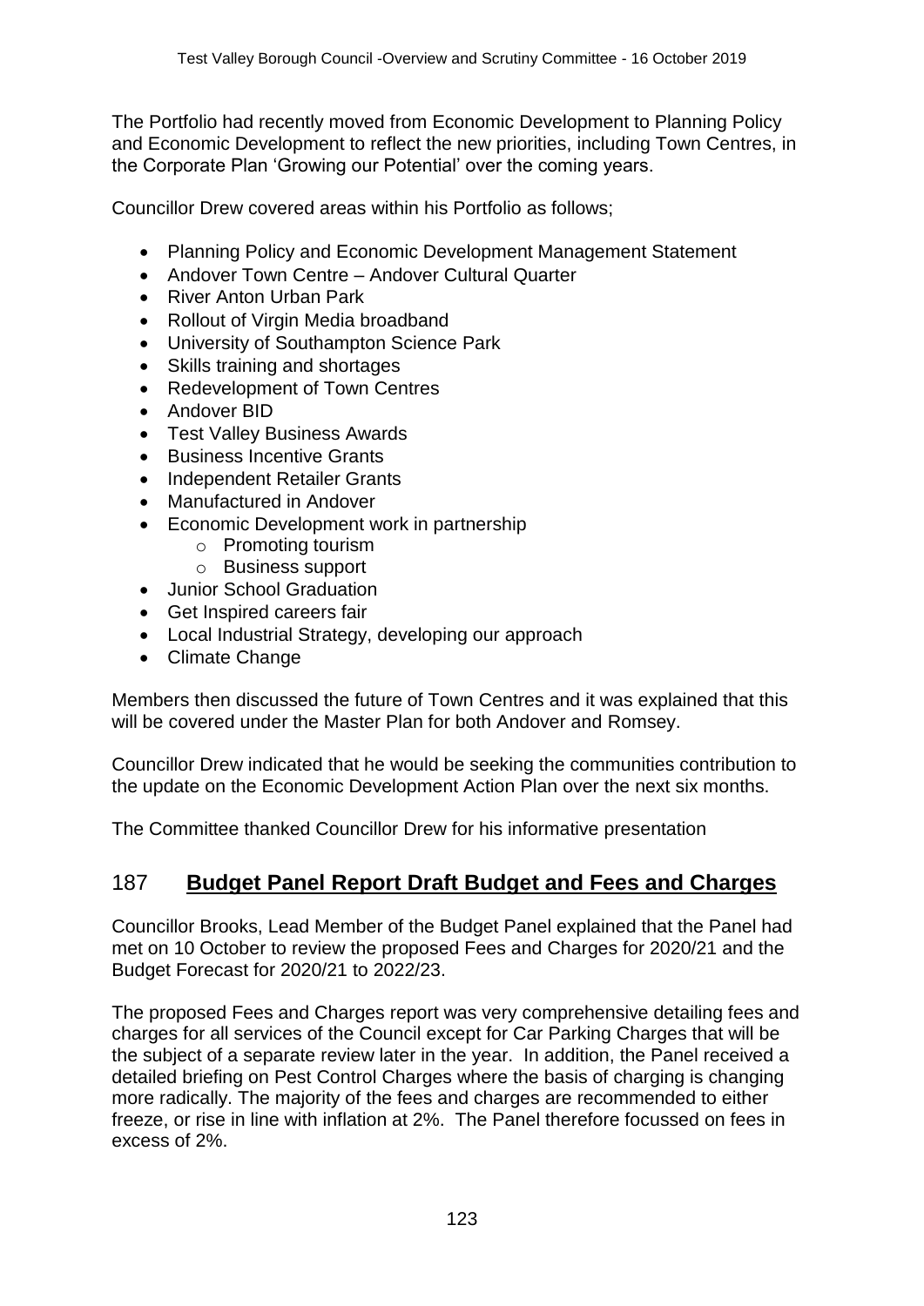The Portfolio had recently moved from Economic Development to Planning Policy and Economic Development to reflect the new priorities, including Town Centres, in the Corporate Plan 'Growing our Potential' over the coming years.

Councillor Drew covered areas within his Portfolio as follows;

- Planning Policy and Economic Development Management Statement
- Andover Town Centre – Andover Cultural Quarter
- River Anton Urban Park
- Rollout of Virgin Media broadband
- University of Southampton Science Park
- Skills training and shortages
- Redevelopment of Town Centres
- Andover BID
- Test Valley Business Awards
- Business Incentive Grants
- Independent Retailer Grants
- Manufactured in Andover
- Economic Development work in partnership
    - Promoting tourism
    - Business support
- Junior School Graduation
- Get Inspired careers fair
- Local Industrial Strategy, developing our approach
- Climate Change

Members then discussed the future of Town Centres and it was explained that this will be covered under the Master Plan for both Andover and Romsey.

Councillor Drew indicated that he would be seeking the communities contribution to the update on the Economic Development Action Plan over the next six months.

The Committee thanked Councillor Drew for his informative presentation

## 187 **Budget Panel Report Draft Budget and Fees and Charges**

Councillor Brooks, Lead Member of the Budget Panel explained that the Panel had met on 10 October to review the proposed Fees and Charges for 2020/21 and the Budget Forecast for 2020/21 to 2022/23.

The proposed Fees and Charges report was very comprehensive detailing fees and charges for all services of the Council except for Car Parking Charges that will be the subject of a separate review later in the year. In addition, the Panel received a detailed briefing on Pest Control Charges where the basis of charging is changing more radically. The majority of the fees and charges are recommended to either freeze, or rise in line with inflation at 2%. The Panel therefore focussed on fees in excess of 2%.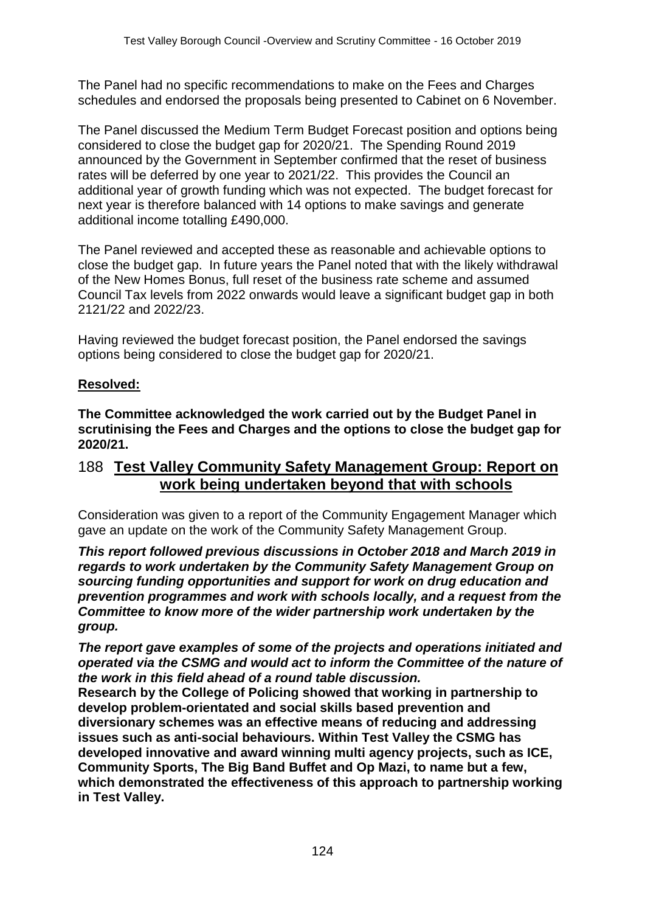The Panel had no specific recommendations to make on the Fees and Charges schedules and endorsed the proposals being presented to Cabinet on 6 November.

The Panel discussed the Medium Term Budget Forecast position and options being considered to close the budget gap for 2020/21. The Spending Round 2019 announced by the Government in September confirmed that the reset of business rates will be deferred by one year to 2021/22. This provides the Council an additional year of growth funding which was not expected. The budget forecast for next year is therefore balanced with 14 options to make savings and generate additional income totalling £490,000.

The Panel reviewed and accepted these as reasonable and achievable options to close the budget gap. In future years the Panel noted that with the likely withdrawal of the New Homes Bonus, full reset of the business rate scheme and assumed Council Tax levels from 2022 onwards would leave a significant budget gap in both 2121/22 and 2022/23.

Having reviewed the budget forecast position, the Panel endorsed the savings options being considered to close the budget gap for 2020/21.

**Resolved:**

**The Committee acknowledged the work carried out by the Budget Panel in scrutinising the Fees and Charges and the options to close the budget gap for 2020/21.**

## 188 Test Valley Community Safety Management Group: Report on work being undertaken beyond that with schools

Consideration was given to a report of the Community Engagement Manager which gave an update on the work of the Community Safety Management Group.

***This report followed previous discussions in October 2018 and March 2019 in regards to work undertaken by the Community Safety Management Group on sourcing funding opportunities and support for work on drug education and prevention programmes and work with schools locally, and a request from the Committee to know more of the wider partnership work undertaken by the group.***

***The report gave examples of some of the projects and operations initiated and operated via the CSMG and would act to inform the Committee of the nature of the work in this field ahead of a round table discussion.***

**Research by the College of Policing showed that working in partnership to develop problem-orientated and social skills based prevention and diversionary schemes was an effective means of reducing and addressing issues such as anti-social behaviours. Within Test Valley the CSMG has developed innovative and award winning multi agency projects, such as ICE, Community Sports, The Big Band Buffet and Op Mazi, to name but a few, which demonstrated the effectiveness of this approach to partnership working in Test Valley.**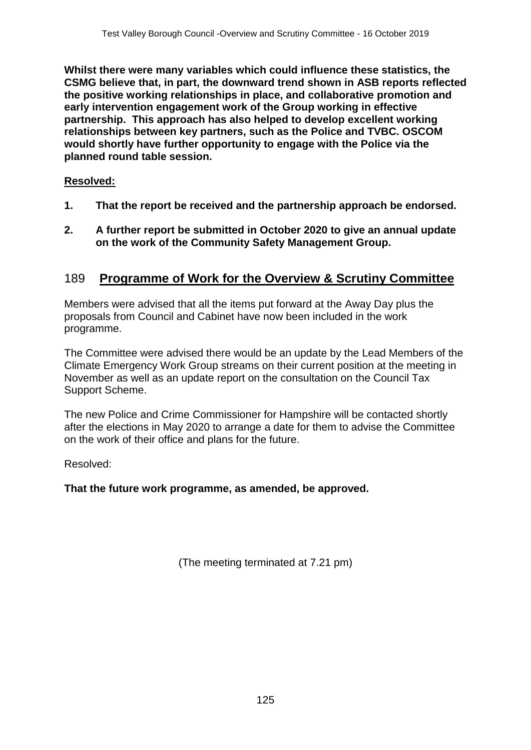**Whilst there were many variables which could influence these statistics, the CSMG believe that, in part, the downward trend shown in ASB reports reflected the positive working relationships in place, and collaborative promotion and early intervention engagement work of the Group working in effective partnership. This approach has also helped to develop excellent working relationships between key partners, such as the Police and TVBC. OSCOM would shortly have further opportunity to engage with the Police via the planned round table session.**

**Resolved:**

1. **That the report be received and the partnership approach be endorsed.**
2. **A further report be submitted in October 2020 to give an annual update on the work of the Community Safety Management Group.**

## 189 Programme of Work for the Overview & Scrutiny Committee

Members were advised that all the items put forward at the Away Day plus the proposals from Council and Cabinet have now been included in the work programme.

The Committee were advised there would be an update by the Lead Members of the Climate Emergency Work Group streams on their current position at the meeting in November as well as an update report on the consultation on the Council Tax Support Scheme.

The new Police and Crime Commissioner for Hampshire will be contacted shortly after the elections in May 2020 to arrange a date for them to advise the Committee on the work of their office and plans for the future.

Resolved:

**That the future work programme, as amended, be approved.**

(The meeting terminated at 7.21 pm)